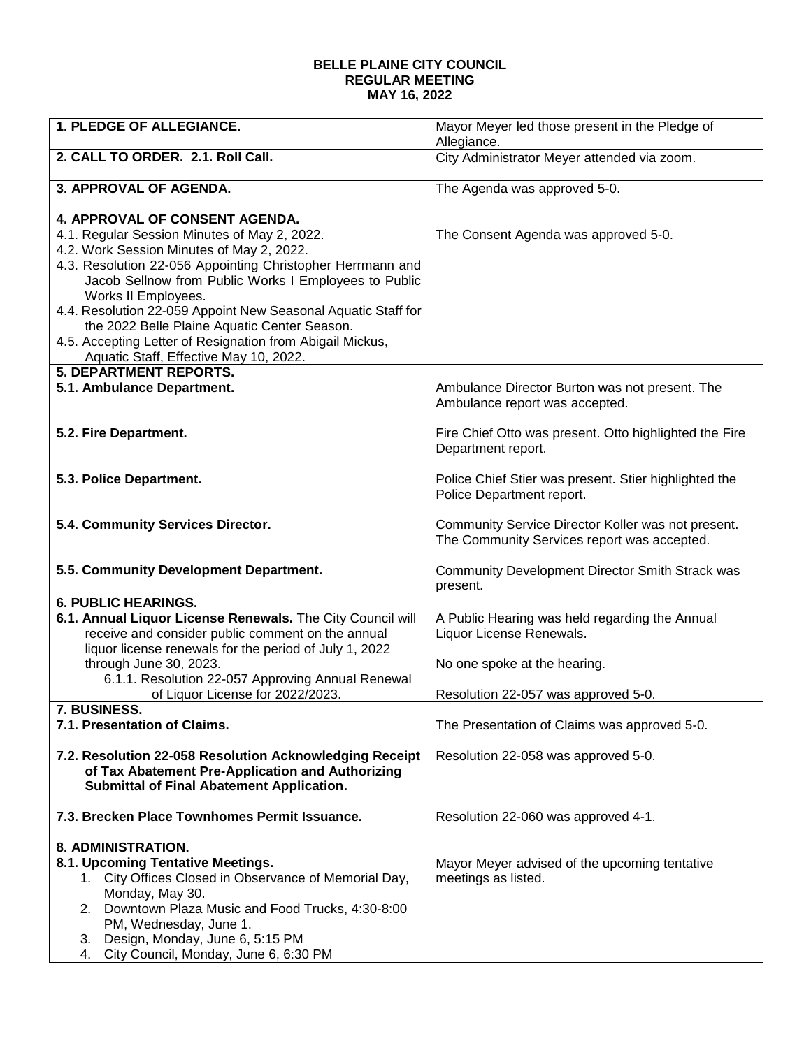**BELLE PLAINE CITY COUNCIL**
**REGULAR MEETING**
**MAY 16, 2022**

| | |
|---|---|
| **1. PLEDGE OF ALLEGIANCE.** | Mayor Meyer led those present in the Pledge of Allegiance. |
| **2. CALL TO ORDER. 2.1. Roll Call.** | City Administrator Meyer attended via zoom. |
| **3. APPROVAL OF AGENDA.** | The Agenda was approved 5-0. |
| **4. APPROVAL OF CONSENT AGENDA.**<br>4.1. Regular Session Minutes of May 2, 2022.<br>4.2. Work Session Minutes of May 2, 2022.<br>4.3. Resolution 22-056 Appointing Christopher Herrmann and Jacob Sellnow from Public Works I Employees to Public Works II Employees.<br>4.4. Resolution 22-059 Appoint New Seasonal Aquatic Staff for the 2022 Belle Plaine Aquatic Center Season.<br>4.5. Accepting Letter of Resignation from Abigail Mickus, Aquatic Staff, Effective May 10, 2022. | The Consent Agenda was approved 5-0. |
| **5. DEPARTMENT REPORTS.**<br>**5.1. Ambulance Department.** | Ambulance Director Burton was not present. The Ambulance report was accepted. |
| **5.2. Fire Department.** | Fire Chief Otto was present. Otto highlighted the Fire Department report. |
| **5.3. Police Department.** | Police Chief Stier was present. Stier highlighted the Police Department report. |
| **5.4. Community Services Director.** | Community Service Director Koller was not present. The Community Services report was accepted. |
| **5.5. Community Development Department.** | Community Development Director Smith Strack was present. |
| **6. PUBLIC HEARINGS.**<br>**6.1. Annual Liquor License Renewals.** The City Council will receive and consider public comment on the annual liquor license renewals for the period of July 1, 2022 through June 30, 2023.<br>6.1.1. Resolution 22-057 Approving Annual Renewal of Liquor License for 2022/2023. | A Public Hearing was held regarding the Annual Liquor License Renewals.<br><br>No one spoke at the hearing.<br><br>Resolution 22-057 was approved 5-0. |
| **7. BUSINESS.**<br>**7.1. Presentation of Claims.** | The Presentation of Claims was approved 5-0. |
| **7.2. Resolution 22-058 Resolution Acknowledging Receipt of Tax Abatement Pre-Application and Authorizing Submittal of Final Abatement Application.** | Resolution 22-058 was approved 5-0. |
| **7.3. Brecken Place Townhomes Permit Issuance.** | Resolution 22-060 was approved 4-1. |
| **8. ADMINISTRATION.**<br>**8.1. Upcoming Tentative Meetings.**<br>1. City Offices Closed in Observance of Memorial Day, Monday, May 30.<br>2. Downtown Plaza Music and Food Trucks, 4:30-8:00 PM, Wednesday, June 1.<br>3. Design, Monday, June 6, 5:15 PM<br>4. City Council, Monday, June 6, 6:30 PM | Mayor Meyer advised of the upcoming tentative meetings as listed. |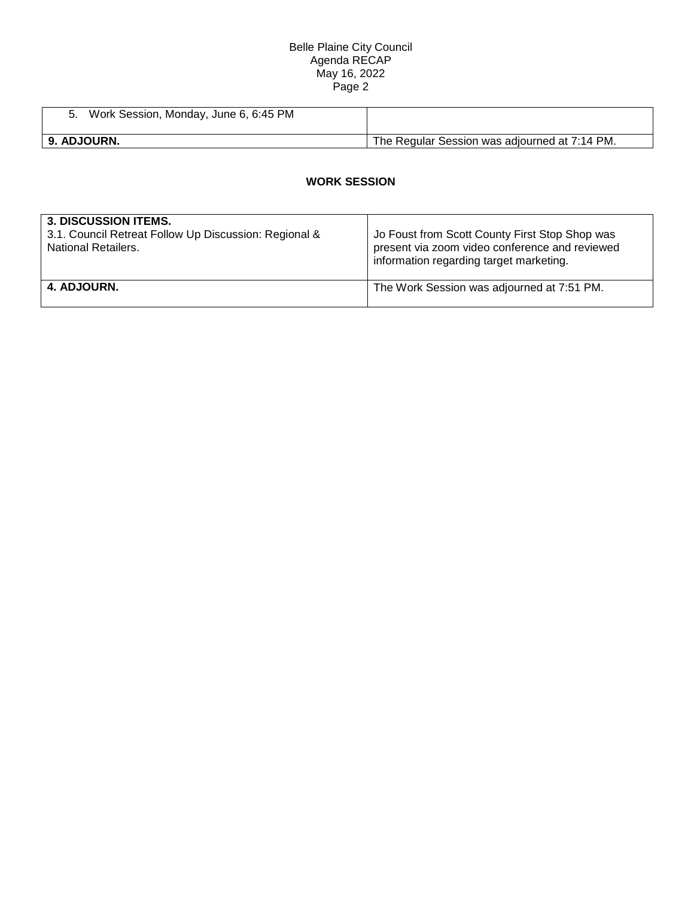| | |
|---|---|
| 5. Work Session, Monday, June 6, 6:45 PM | |
| **9. ADJOURN.** | The Regular Session was adjourned at 7:14 PM. |

**WORK SESSION**

| | |
|---|---|
| **3. DISCUSSION ITEMS.**<br>3.1. Council Retreat Follow Up Discussion: Regional & National Retailers. | Jo Foust from Scott County First Stop Shop was present via zoom video conference and reviewed information regarding target marketing. |
| **4. ADJOURN.** | The Work Session was adjourned at 7:51 PM. |